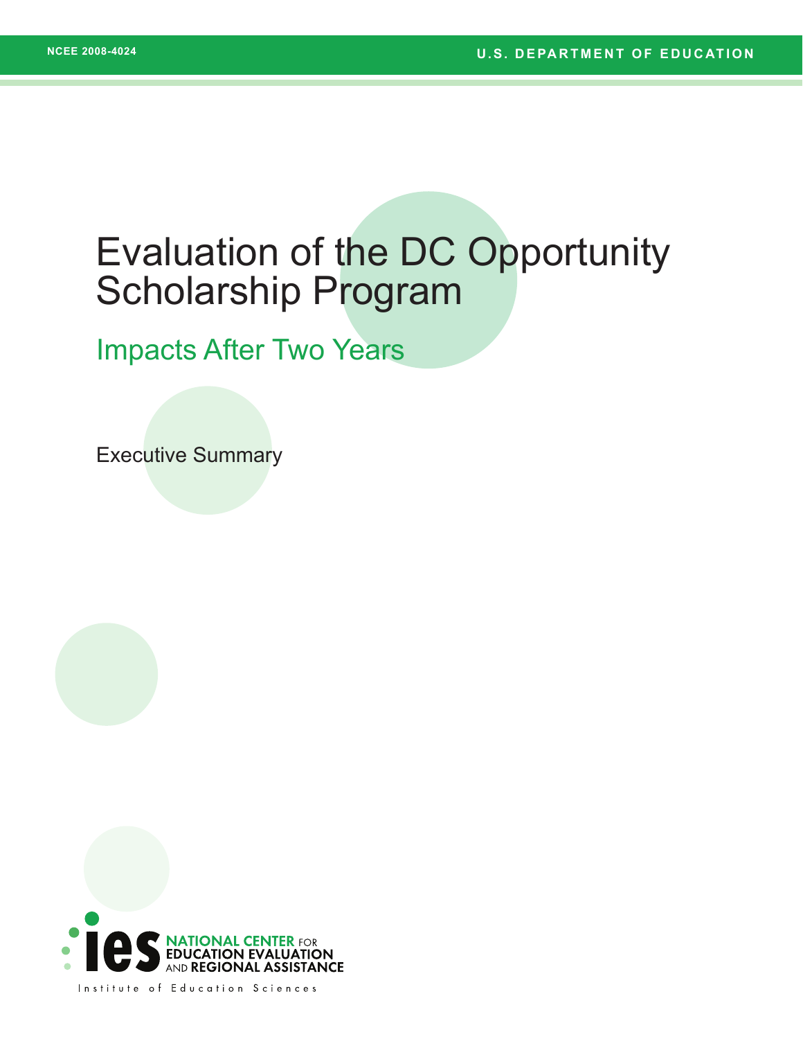NCEE 2008-4024

U.S. DEPARTMENT OF EDUCATION

# Evaluation of the DC Opportunity Scholarship Program

## Impacts After Two Years

Executive Summary

NATIONAL CENTER FOR EDUCATION EVALUATION AND REGIONAL ASSISTANCE

Institute of Education Sciences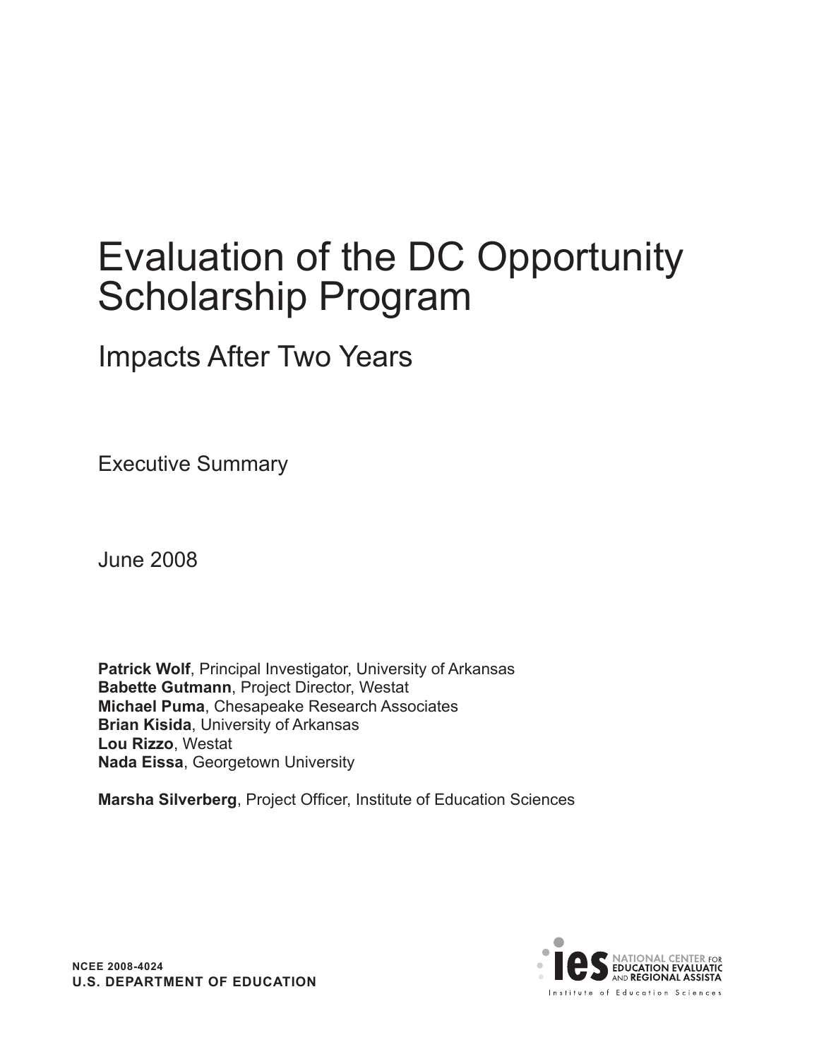# Evaluation of the DC Opportunity Scholarship Program

## Impacts After Two Years

Executive Summary

June 2008

**Patrick Wolf**, Principal Investigator, University of Arkansas
**Babette Gutmann**, Project Director, Westat
**Michael Puma**, Chesapeake Research Associates
**Brian Kisida**, University of Arkansas
**Lou Rizzo**, Westat
**Nada Eissa**, Georgetown University

**Marsha Silverberg**, Project Officer, Institute of Education Sciences

NCEE 2008-4024
U.S. DEPARTMENT OF EDUCATION

ies NATIONAL CENTER FOR EDUCATION EVALUATIC AND REGIONAL ASSISTA
Institute of Education Sciences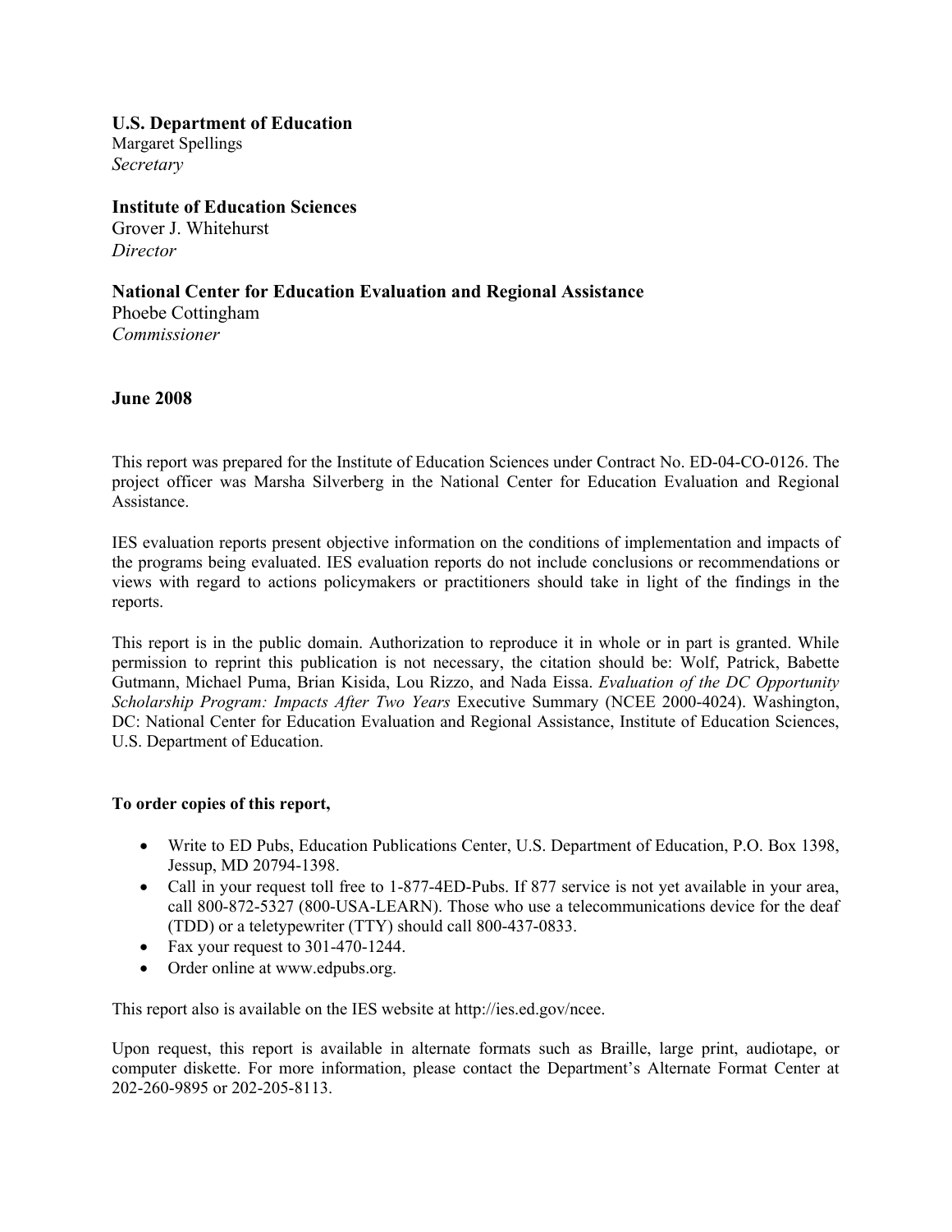**U.S. Department of Education**
Margaret Spellings
*Secretary*

**Institute of Education Sciences**
Grover J. Whitehurst
*Director*

**National Center for Education Evaluation and Regional Assistance**
Phoebe Cottingham
*Commissioner*

**June 2008**

This report was prepared for the Institute of Education Sciences under Contract No. ED-04-CO-0126. The project officer was Marsha Silverberg in the National Center for Education Evaluation and Regional Assistance.

IES evaluation reports present objective information on the conditions of implementation and impacts of the programs being evaluated. IES evaluation reports do not include conclusions or recommendations or views with regard to actions policymakers or practitioners should take in light of the findings in the reports.

This report is in the public domain. Authorization to reproduce it in whole or in part is granted. While permission to reprint this publication is not necessary, the citation should be: Wolf, Patrick, Babette Gutmann, Michael Puma, Brian Kisida, Lou Rizzo, and Nada Eissa. *Evaluation of the DC Opportunity Scholarship Program: Impacts After Two Years* Executive Summary (NCEE 2000-4024). Washington, DC: National Center for Education Evaluation and Regional Assistance, Institute of Education Sciences, U.S. Department of Education.

**To order copies of this report,**

- Write to ED Pubs, Education Publications Center, U.S. Department of Education, P.O. Box 1398, Jessup, MD 20794-1398.
- Call in your request toll free to 1-877-4ED-Pubs. If 877 service is not yet available in your area, call 800-872-5327 (800-USA-LEARN). Those who use a telecommunications device for the deaf (TDD) or a teletypewriter (TTY) should call 800-437-0833.
- Fax your request to 301-470-1244.
- Order online at www.edpubs.org.

This report also is available on the IES website at http://ies.ed.gov/ncee.

Upon request, this report is available in alternate formats such as Braille, large print, audiotape, or computer diskette. For more information, please contact the Department's Alternate Format Center at 202-260-9895 or 202-205-8113.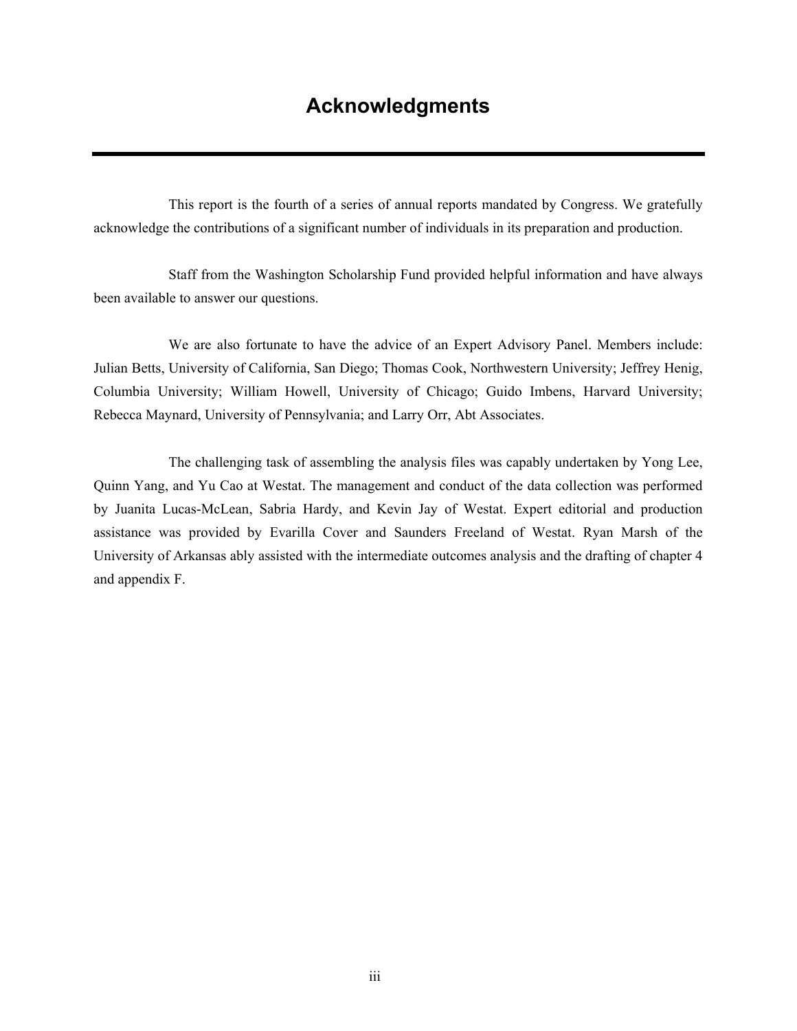# Acknowledgments

This report is the fourth of a series of annual reports mandated by Congress. We gratefully acknowledge the contributions of a significant number of individuals in its preparation and production.

Staff from the Washington Scholarship Fund provided helpful information and have always been available to answer our questions.

We are also fortunate to have the advice of an Expert Advisory Panel. Members include: Julian Betts, University of California, San Diego; Thomas Cook, Northwestern University; Jeffrey Henig, Columbia University; William Howell, University of Chicago; Guido Imbens, Harvard University; Rebecca Maynard, University of Pennsylvania; and Larry Orr, Abt Associates.

The challenging task of assembling the analysis files was capably undertaken by Yong Lee, Quinn Yang, and Yu Cao at Westat. The management and conduct of the data collection was performed by Juanita Lucas-McLean, Sabria Hardy, and Kevin Jay of Westat. Expert editorial and production assistance was provided by Evarilla Cover and Saunders Freeland of Westat. Ryan Marsh of the University of Arkansas ably assisted with the intermediate outcomes analysis and the drafting of chapter 4 and appendix F.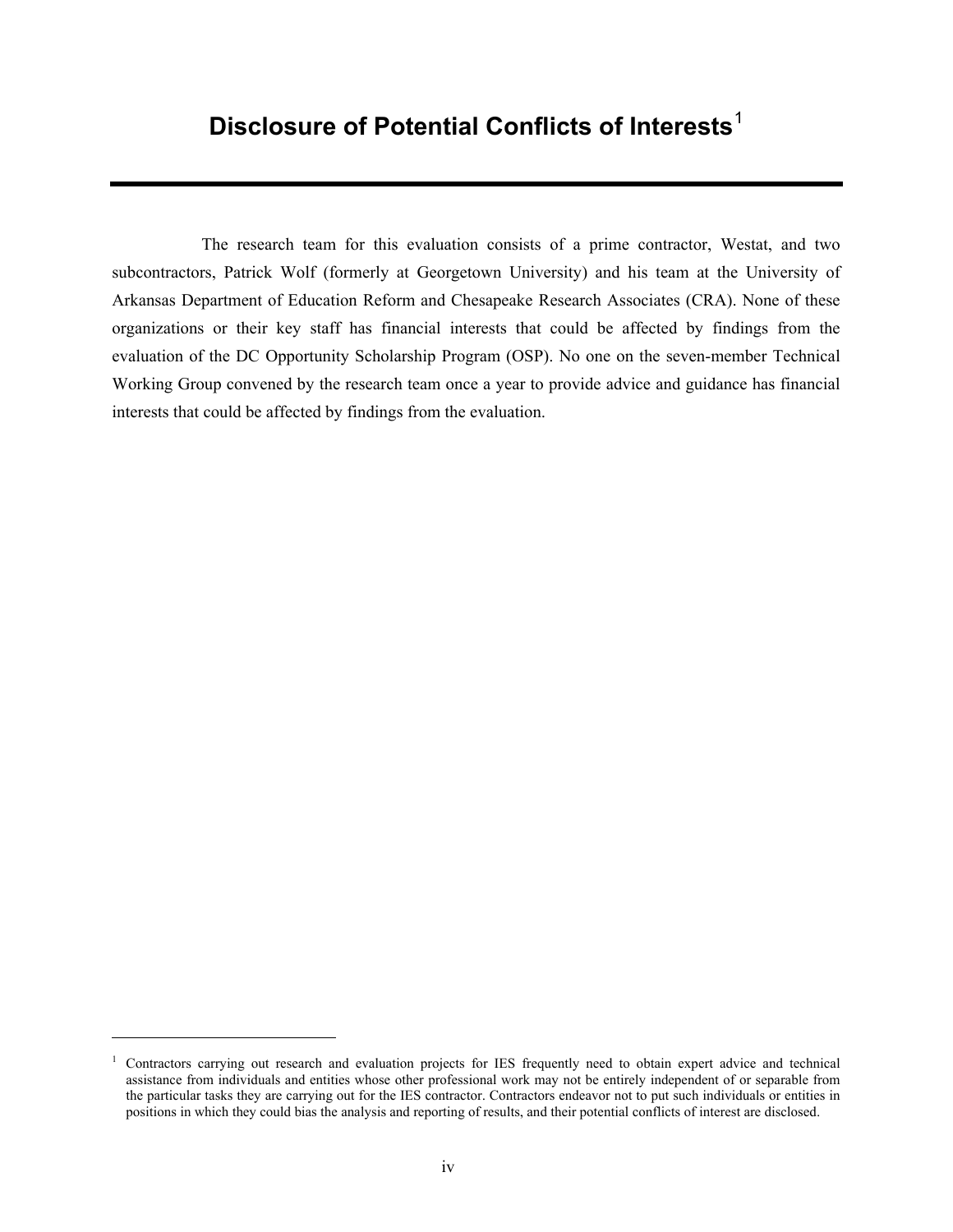# Disclosure of Potential Conflicts of Interests[1]

The research team for this evaluation consists of a prime contractor, Westat, and two subcontractors, Patrick Wolf (formerly at Georgetown University) and his team at the University of Arkansas Department of Education Reform and Chesapeake Research Associates (CRA). None of these organizations or their key staff has financial interests that could be affected by findings from the evaluation of the DC Opportunity Scholarship Program (OSP). No one on the seven-member Technical Working Group convened by the research team once a year to provide advice and guidance has financial interests that could be affected by findings from the evaluation.

[1] Contractors carrying out research and evaluation projects for IES frequently need to obtain expert advice and technical assistance from individuals and entities whose other professional work may not be entirely independent of or separable from the particular tasks they are carrying out for the IES contractor. Contractors endeavor not to put such individuals or entities in positions in which they could bias the analysis and reporting of results, and their potential conflicts of interest are disclosed.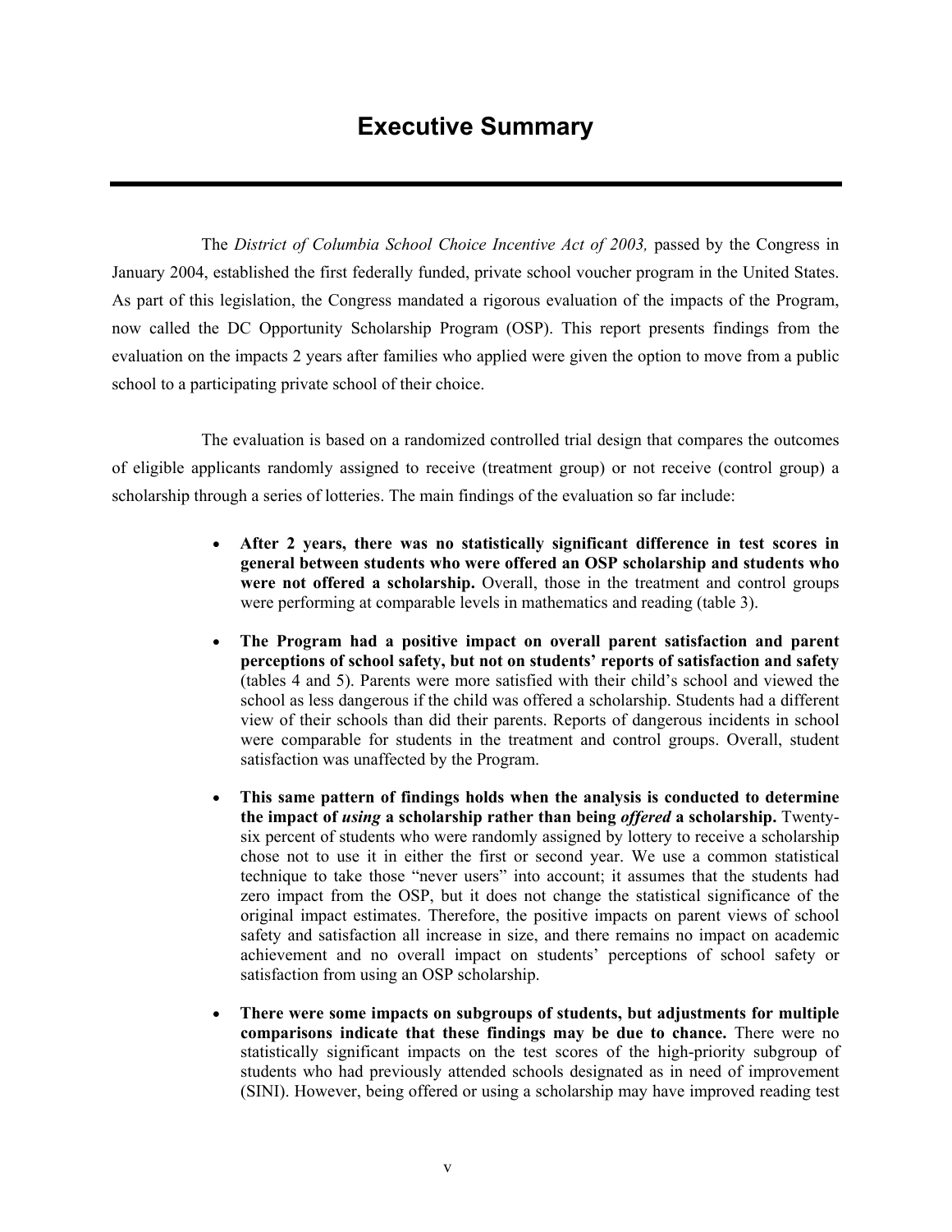# Executive Summary

The *District of Columbia School Choice Incentive Act of 2003,* passed by the Congress in January 2004, established the first federally funded, private school voucher program in the United States. As part of this legislation, the Congress mandated a rigorous evaluation of the impacts of the Program, now called the DC Opportunity Scholarship Program (OSP). This report presents findings from the evaluation on the impacts 2 years after families who applied were given the option to move from a public school to a participating private school of their choice.

The evaluation is based on a randomized controlled trial design that compares the outcomes of eligible applicants randomly assigned to receive (treatment group) or not receive (control group) a scholarship through a series of lotteries. The main findings of the evaluation so far include:

- **After 2 years, there was no statistically significant difference in test scores in general between students who were offered an OSP scholarship and students who were not offered a scholarship.** Overall, those in the treatment and control groups were performing at comparable levels in mathematics and reading (table 3).

- **The Program had a positive impact on overall parent satisfaction and parent perceptions of school safety, but not on students' reports of satisfaction and safety** (tables 4 and 5). Parents were more satisfied with their child's school and viewed the school as less dangerous if the child was offered a scholarship. Students had a different view of their schools than did their parents. Reports of dangerous incidents in school were comparable for students in the treatment and control groups. Overall, student satisfaction was unaffected by the Program.

- **This same pattern of findings holds when the analysis is conducted to determine the impact of *using* a scholarship rather than being *offered* a scholarship.** Twenty-six percent of students who were randomly assigned by lottery to receive a scholarship chose not to use it in either the first or second year. We use a common statistical technique to take those "never users" into account; it assumes that the students had zero impact from the OSP, but it does not change the statistical significance of the original impact estimates. Therefore, the positive impacts on parent views of school safety and satisfaction all increase in size, and there remains no impact on academic achievement and no overall impact on students' perceptions of school safety or satisfaction from using an OSP scholarship.

- **There were some impacts on subgroups of students, but adjustments for multiple comparisons indicate that these findings may be due to chance.** There were no statistically significant impacts on the test scores of the high-priority subgroup of students who had previously attended schools designated as in need of improvement (SINI). However, being offered or using a scholarship may have improved reading test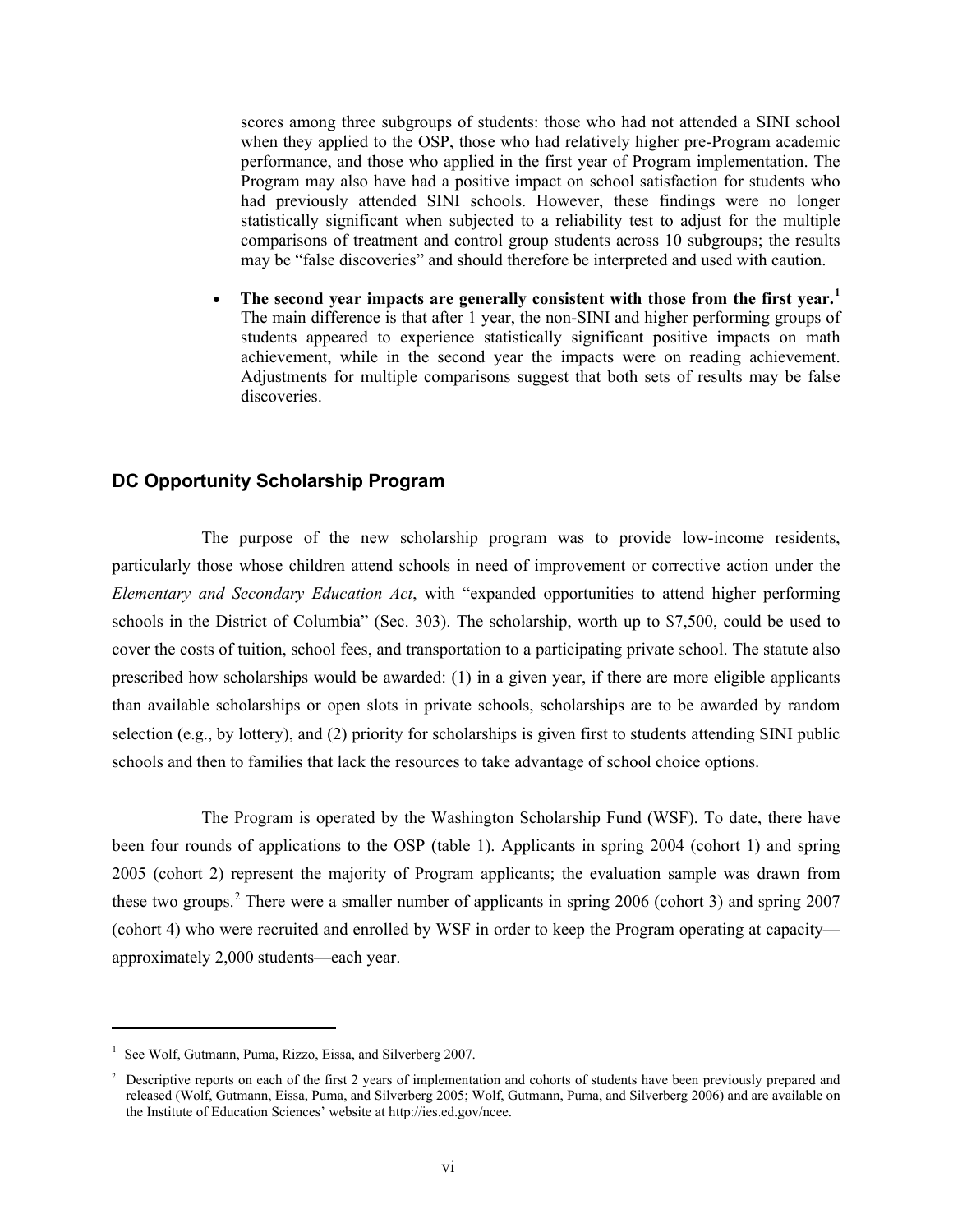scores among three subgroups of students: those who had not attended a SINI school when they applied to the OSP, those who had relatively higher pre-Program academic performance, and those who applied in the first year of Program implementation. The Program may also have had a positive impact on school satisfaction for students who had previously attended SINI schools. However, these findings were no longer statistically significant when subjected to a reliability test to adjust for the multiple comparisons of treatment and control group students across 10 subgroups; the results may be "false discoveries" and should therefore be interpreted and used with caution.

- **The second year impacts are generally consistent with those from the first year.**[1] The main difference is that after 1 year, the non-SINI and higher performing groups of students appeared to experience statistically significant positive impacts on math achievement, while in the second year the impacts were on reading achievement. Adjustments for multiple comparisons suggest that both sets of results may be false discoveries.

## DC Opportunity Scholarship Program

The purpose of the new scholarship program was to provide low-income residents, particularly those whose children attend schools in need of improvement or corrective action under the *Elementary and Secondary Education Act*, with "expanded opportunities to attend higher performing schools in the District of Columbia" (Sec. 303). The scholarship, worth up to $7,500, could be used to cover the costs of tuition, school fees, and transportation to a participating private school. The statute also prescribed how scholarships would be awarded: (1) in a given year, if there are more eligible applicants than available scholarships or open slots in private schools, scholarships are to be awarded by random selection (e.g., by lottery), and (2) priority for scholarships is given first to students attending SINI public schools and then to families that lack the resources to take advantage of school choice options.

The Program is operated by the Washington Scholarship Fund (WSF). To date, there have been four rounds of applications to the OSP (table 1). Applicants in spring 2004 (cohort 1) and spring 2005 (cohort 2) represent the majority of Program applicants; the evaluation sample was drawn from these two groups.[2] There were a smaller number of applicants in spring 2006 (cohort 3) and spring 2007 (cohort 4) who were recruited and enrolled by WSF in order to keep the Program operating at capacity—approximately 2,000 students—each year.

---

[1] See Wolf, Gutmann, Puma, Rizzo, Eissa, and Silverberg 2007.

[2] Descriptive reports on each of the first 2 years of implementation and cohorts of students have been previously prepared and released (Wolf, Gutmann, Eissa, Puma, and Silverberg 2005; Wolf, Gutmann, Puma, and Silverberg 2006) and are available on the Institute of Education Sciences' website at http://ies.ed.gov/ncee.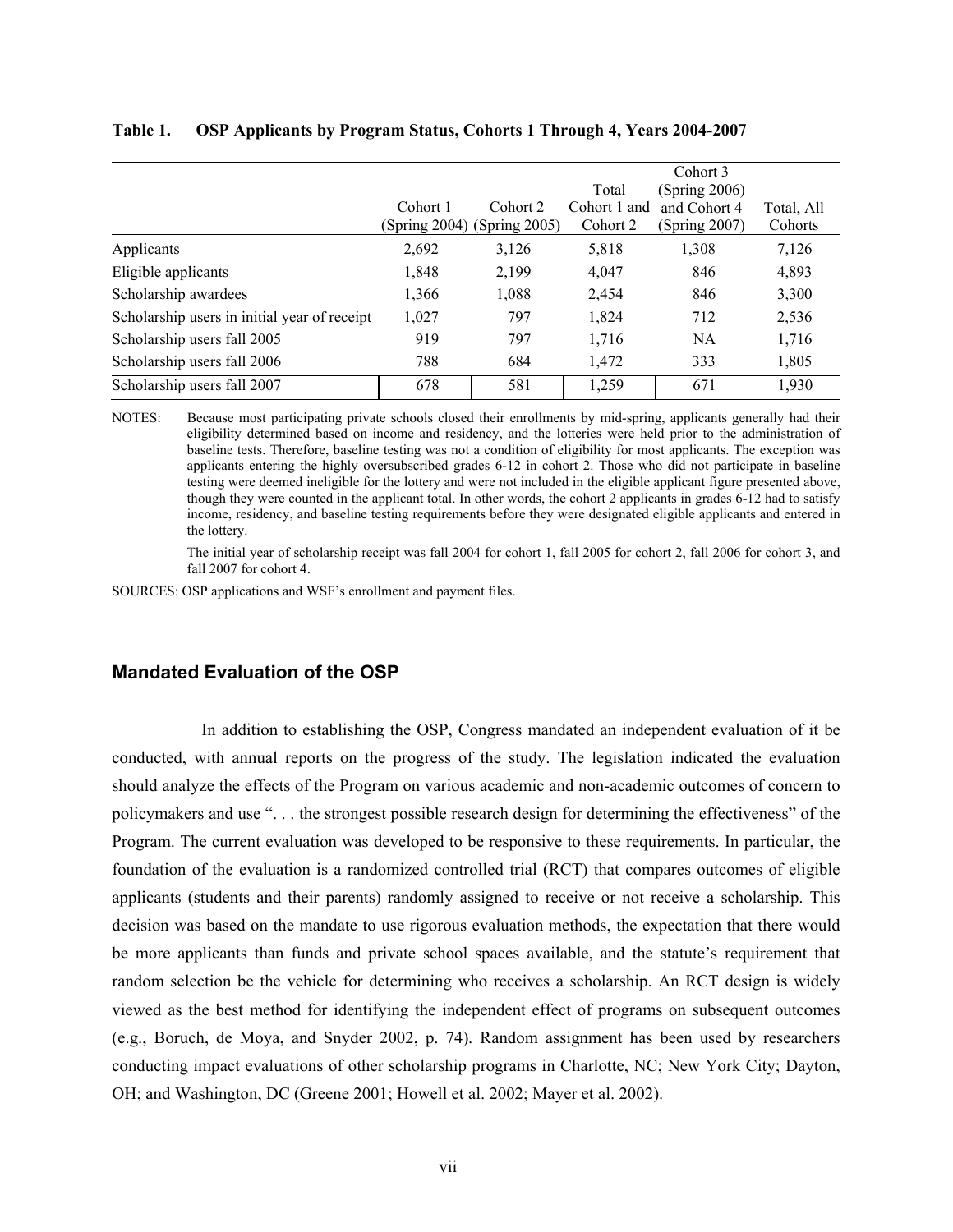**Table 1. OSP Applicants by Program Status, Cohorts 1 Through 4, Years 2004-2007**

| | Cohort 1 (Spring 2004) | Cohort 2 (Spring 2005) | Total Cohort 1 and Cohort 2 | Cohort 3 (Spring 2006) and Cohort 4 (Spring 2007) | Total, All Cohorts |
|---|---|---|---|---|---|
| Applicants | 2,692 | 3,126 | 5,818 | 1,308 | 7,126 |
| Eligible applicants | 1,848 | 2,199 | 4,047 | 846 | 4,893 |
| Scholarship awardees | 1,366 | 1,088 | 2,454 | 846 | 3,300 |
| Scholarship users in initial year of receipt | 1,027 | 797 | 1,824 | 712 | 2,536 |
| Scholarship users fall 2005 | 919 | 797 | 1,716 | NA | 1,716 |
| Scholarship users fall 2006 | 788 | 684 | 1,472 | 333 | 1,805 |
| Scholarship users fall 2007 | 678 | 581 | 1,259 | 671 | 1,930 |

NOTES: Because most participating private schools closed their enrollments by mid-spring, applicants generally had their eligibility determined based on income and residency, and the lotteries were held prior to the administration of baseline tests. Therefore, baseline testing was not a condition of eligibility for most applicants. The exception was applicants entering the highly oversubscribed grades 6-12 in cohort 2. Those who did not participate in baseline testing were deemed ineligible for the lottery and were not included in the eligible applicant figure presented above, though they were counted in the applicant total. In other words, the cohort 2 applicants in grades 6-12 had to satisfy income, residency, and baseline testing requirements before they were designated eligible applicants and entered in the lottery.

The initial year of scholarship receipt was fall 2004 for cohort 1, fall 2005 for cohort 2, fall 2006 for cohort 3, and fall 2007 for cohort 4.

SOURCES: OSP applications and WSF's enrollment and payment files.

## Mandated Evaluation of the OSP

In addition to establishing the OSP, Congress mandated an independent evaluation of it be conducted, with annual reports on the progress of the study. The legislation indicated the evaluation should analyze the effects of the Program on various academic and non-academic outcomes of concern to policymakers and use ". . . the strongest possible research design for determining the effectiveness" of the Program. The current evaluation was developed to be responsive to these requirements. In particular, the foundation of the evaluation is a randomized controlled trial (RCT) that compares outcomes of eligible applicants (students and their parents) randomly assigned to receive or not receive a scholarship. This decision was based on the mandate to use rigorous evaluation methods, the expectation that there would be more applicants than funds and private school spaces available, and the statute's requirement that random selection be the vehicle for determining who receives a scholarship. An RCT design is widely viewed as the best method for identifying the independent effect of programs on subsequent outcomes (e.g., Boruch, de Moya, and Snyder 2002, p. 74). Random assignment has been used by researchers conducting impact evaluations of other scholarship programs in Charlotte, NC; New York City; Dayton, OH; and Washington, DC (Greene 2001; Howell et al. 2002; Mayer et al. 2002).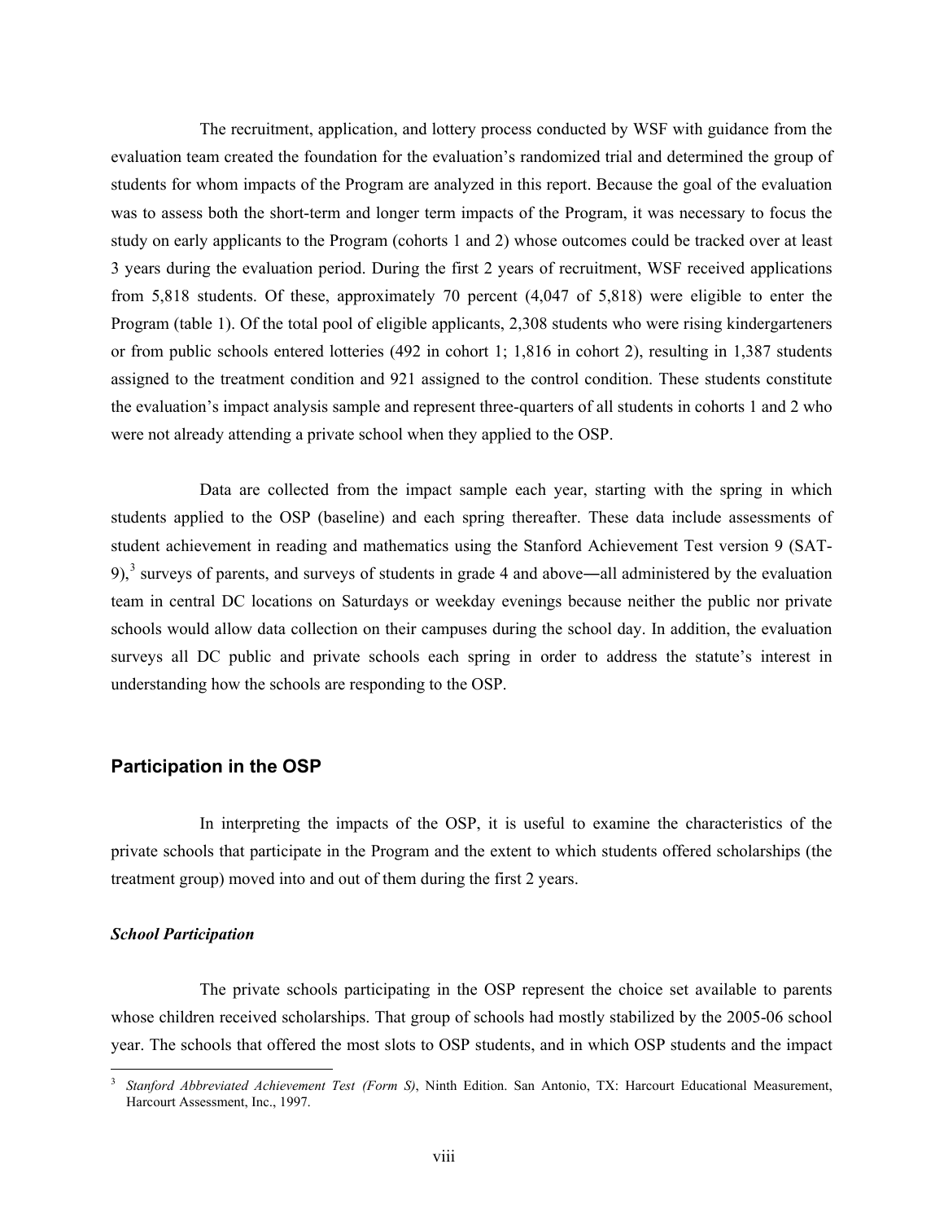The recruitment, application, and lottery process conducted by WSF with guidance from the evaluation team created the foundation for the evaluation's randomized trial and determined the group of students for whom impacts of the Program are analyzed in this report. Because the goal of the evaluation was to assess both the short-term and longer term impacts of the Program, it was necessary to focus the study on early applicants to the Program (cohorts 1 and 2) whose outcomes could be tracked over at least 3 years during the evaluation period. During the first 2 years of recruitment, WSF received applications from 5,818 students. Of these, approximately 70 percent (4,047 of 5,818) were eligible to enter the Program (table 1). Of the total pool of eligible applicants, 2,308 students who were rising kindergarteners or from public schools entered lotteries (492 in cohort 1; 1,816 in cohort 2), resulting in 1,387 students assigned to the treatment condition and 921 assigned to the control condition. These students constitute the evaluation's impact analysis sample and represent three-quarters of all students in cohorts 1 and 2 who were not already attending a private school when they applied to the OSP.

Data are collected from the impact sample each year, starting with the spring in which students applied to the OSP (baseline) and each spring thereafter. These data include assessments of student achievement in reading and mathematics using the Stanford Achievement Test version 9 (SAT-9),[3] surveys of parents, and surveys of students in grade 4 and above—all administered by the evaluation team in central DC locations on Saturdays or weekday evenings because neither the public nor private schools would allow data collection on their campuses during the school day. In addition, the evaluation surveys all DC public and private schools each spring in order to address the statute's interest in understanding how the schools are responding to the OSP.

## Participation in the OSP

In interpreting the impacts of the OSP, it is useful to examine the characteristics of the private schools that participate in the Program and the extent to which students offered scholarships (the treatment group) moved into and out of them during the first 2 years.

### *School Participation*

The private schools participating in the OSP represent the choice set available to parents whose children received scholarships. That group of schools had mostly stabilized by the 2005-06 school year. The schools that offered the most slots to OSP students, and in which OSP students and the impact

---

[3] *Stanford Abbreviated Achievement Test (Form S)*, Ninth Edition. San Antonio, TX: Harcourt Educational Measurement, Harcourt Assessment, Inc., 1997.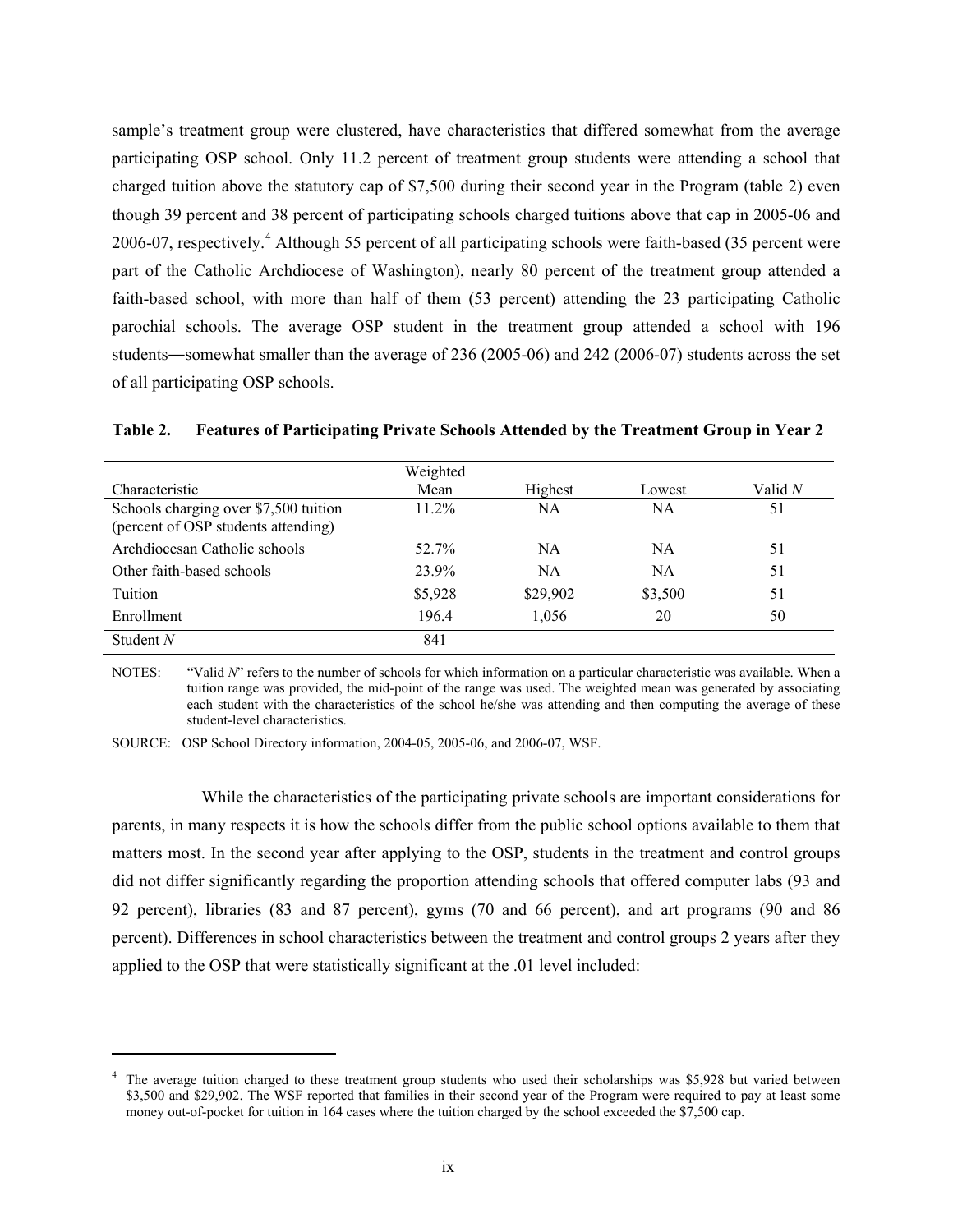sample's treatment group were clustered, have characteristics that differed somewhat from the average participating OSP school. Only 11.2 percent of treatment group students were attending a school that charged tuition above the statutory cap of $7,500 during their second year in the Program (table 2) even though 39 percent and 38 percent of participating schools charged tuitions above that cap in 2005-06 and 2006-07, respectively.[4] Although 55 percent of all participating schools were faith-based (35 percent were part of the Catholic Archdiocese of Washington), nearly 80 percent of the treatment group attended a faith-based school, with more than half of them (53 percent) attending the 23 participating Catholic parochial schools. The average OSP student in the treatment group attended a school with 196 students―somewhat smaller than the average of 236 (2005-06) and 242 (2006-07) students across the set of all participating OSP schools.

**Table 2. Features of Participating Private Schools Attended by the Treatment Group in Year 2**

| Characteristic | Weighted Mean | Highest | Lowest | Valid *N* |
|---|---|---|---|---|
| Schools charging over $7,500 tuition (percent of OSP students attending) | 11.2% | NA | NA | 51 |
| Archdiocesan Catholic schools | 52.7% | NA | NA | 51 |
| Other faith-based schools | 23.9% | NA | NA | 51 |
| Tuition | $5,928 | $29,902 | $3,500 | 51 |
| Enrollment | 196.4 | 1,056 | 20 | 50 |
| Student *N* | 841 | | | |

NOTES: "Valid *N*" refers to the number of schools for which information on a particular characteristic was available. When a tuition range was provided, the mid-point of the range was used. The weighted mean was generated by associating each student with the characteristics of the school he/she was attending and then computing the average of these student-level characteristics.

SOURCE: OSP School Directory information, 2004-05, 2005-06, and 2006-07, WSF.

While the characteristics of the participating private schools are important considerations for parents, in many respects it is how the schools differ from the public school options available to them that matters most. In the second year after applying to the OSP, students in the treatment and control groups did not differ significantly regarding the proportion attending schools that offered computer labs (93 and 92 percent), libraries (83 and 87 percent), gyms (70 and 66 percent), and art programs (90 and 86 percent). Differences in school characteristics between the treatment and control groups 2 years after they applied to the OSP that were statistically significant at the .01 level included:

[4] The average tuition charged to these treatment group students who used their scholarships was $5,928 but varied between $3,500 and $29,902. The WSF reported that families in their second year of the Program were required to pay at least some money out-of-pocket for tuition in 164 cases where the tuition charged by the school exceeded the $7,500 cap.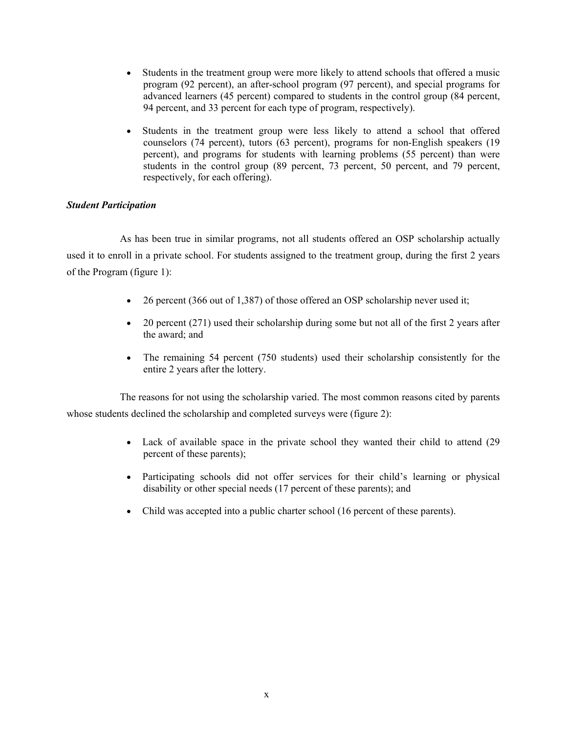- Students in the treatment group were more likely to attend schools that offered a music program (92 percent), an after-school program (97 percent), and special programs for advanced learners (45 percent) compared to students in the control group (84 percent, 94 percent, and 33 percent for each type of program, respectively).

- Students in the treatment group were less likely to attend a school that offered counselors (74 percent), tutors (63 percent), programs for non-English speakers (19 percent), and programs for students with learning problems (55 percent) than were students in the control group (89 percent, 73 percent, 50 percent, and 79 percent, respectively, for each offering).

***Student Participation***

As has been true in similar programs, not all students offered an OSP scholarship actually used it to enroll in a private school. For students assigned to the treatment group, during the first 2 years of the Program (figure 1):

- 26 percent (366 out of 1,387) of those offered an OSP scholarship never used it;

- 20 percent (271) used their scholarship during some but not all of the first 2 years after the award; and

- The remaining 54 percent (750 students) used their scholarship consistently for the entire 2 years after the lottery.

The reasons for not using the scholarship varied. The most common reasons cited by parents whose students declined the scholarship and completed surveys were (figure 2):

- Lack of available space in the private school they wanted their child to attend (29 percent of these parents);

- Participating schools did not offer services for their child's learning or physical disability or other special needs (17 percent of these parents); and

- Child was accepted into a public charter school (16 percent of these parents).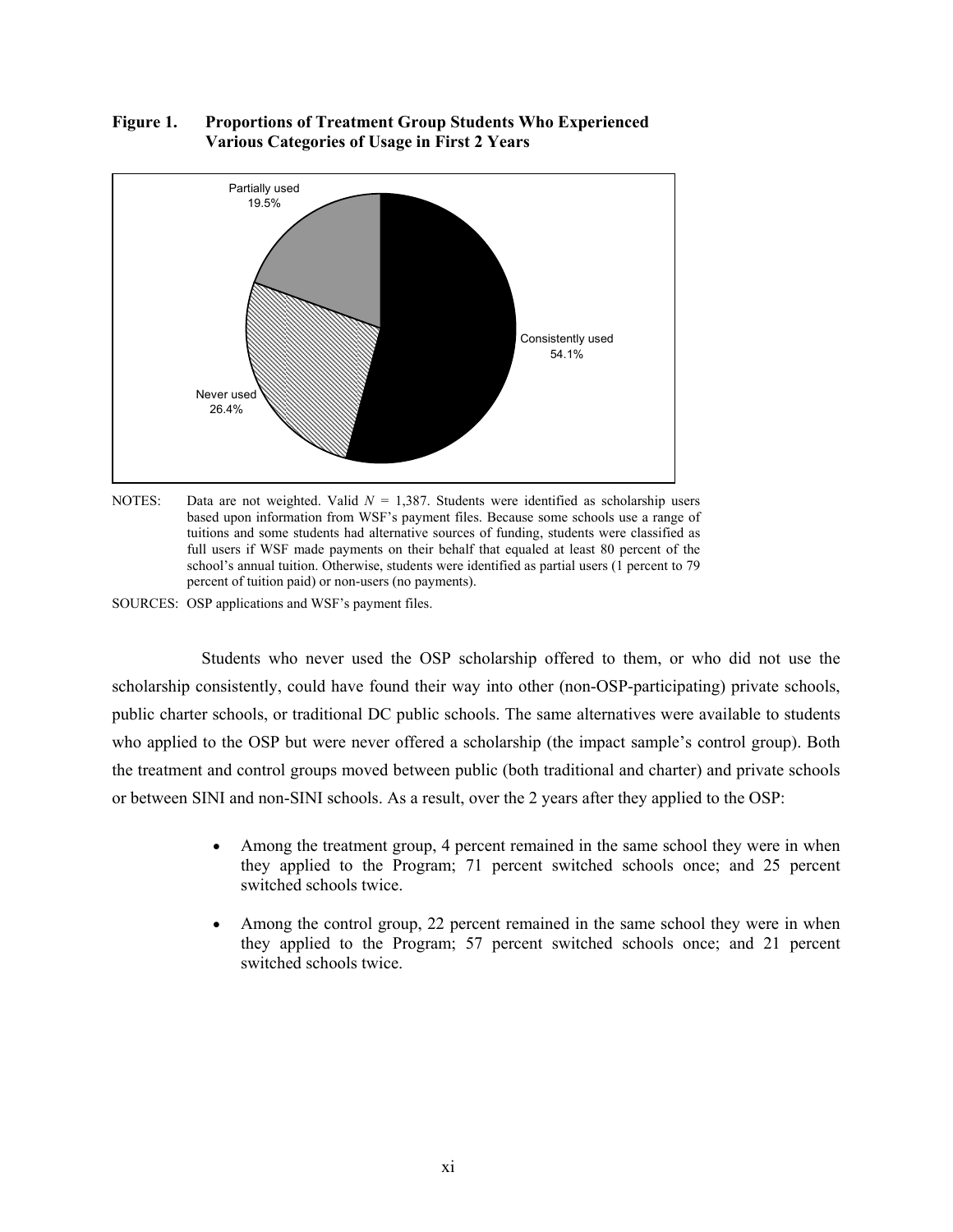**Figure 1. Proportions of Treatment Group Students Who Experienced Various Categories of Usage in First 2 Years**

Partially used
19.5%

Consistently used
54.1%

Never used
26.4%

NOTES: Data are not weighted. Valid *N* = 1,387. Students were identified as scholarship users based upon information from WSF's payment files. Because some schools use a range of tuitions and some students had alternative sources of funding, students were classified as full users if WSF made payments on their behalf that equaled at least 80 percent of the school's annual tuition. Otherwise, students were identified as partial users (1 percent to 79 percent of tuition paid) or non-users (no payments).

SOURCES: OSP applications and WSF's payment files.

Students who never used the OSP scholarship offered to them, or who did not use the scholarship consistently, could have found their way into other (non-OSP-participating) private schools, public charter schools, or traditional DC public schools. The same alternatives were available to students who applied to the OSP but were never offered a scholarship (the impact sample's control group). Both the treatment and control groups moved between public (both traditional and charter) and private schools or between SINI and non-SINI schools. As a result, over the 2 years after they applied to the OSP:

- Among the treatment group, 4 percent remained in the same school they were in when they applied to the Program; 71 percent switched schools once; and 25 percent switched schools twice.
- Among the control group, 22 percent remained in the same school they were in when they applied to the Program; 57 percent switched schools once; and 21 percent switched schools twice.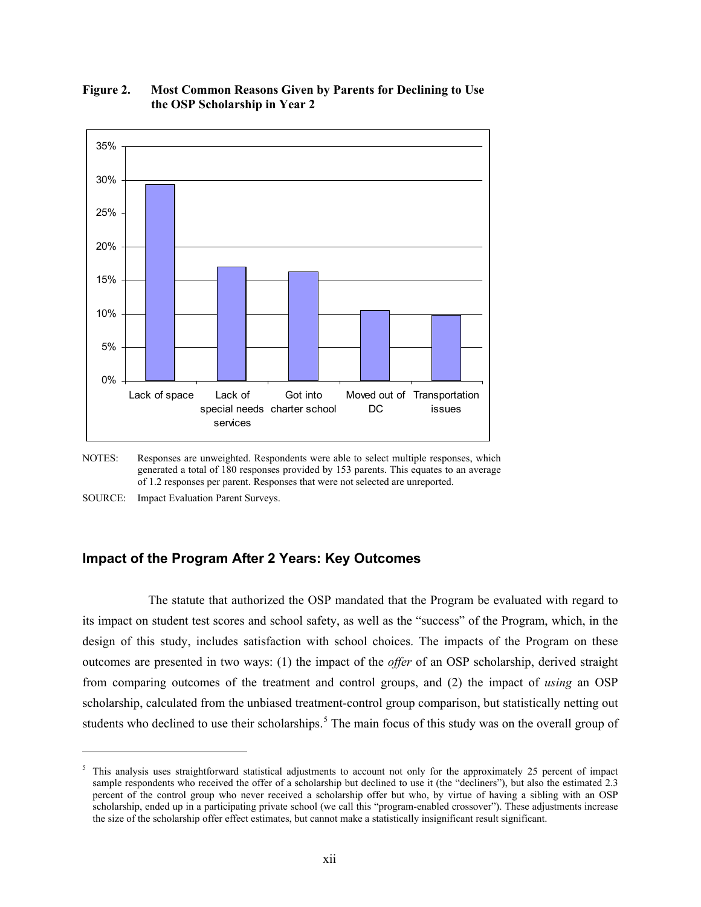**Figure 2. Most Common Reasons Given by Parents for Declining to Use the OSP Scholarship in Year 2**

35%
30%
25%
20%
15%
10%
5%
0%

Lack of space
Lack of special needs services
Got into charter school
Moved out of DC
Transportation issues

NOTES: Responses are unweighted. Respondents were able to select multiple responses, which generated a total of 180 responses provided by 153 parents. This equates to an average of 1.2 responses per parent. Responses that were not selected are unreported.

SOURCE: Impact Evaluation Parent Surveys.

## Impact of the Program After 2 Years: Key Outcomes

The statute that authorized the OSP mandated that the Program be evaluated with regard to its impact on student test scores and school safety, as well as the "success" of the Program, which, in the design of this study, includes satisfaction with school choices. The impacts of the Program on these outcomes are presented in two ways: (1) the impact of the *offer* of an OSP scholarship, derived straight from comparing outcomes of the treatment and control groups, and (2) the impact of *using* an OSP scholarship, calculated from the unbiased treatment-control group comparison, but statistically netting out students who declined to use their scholarships.[5] The main focus of this study was on the overall group of

[5] This analysis uses straightforward statistical adjustments to account not only for the approximately 25 percent of impact sample respondents who received the offer of a scholarship but declined to use it (the "decliners"), but also the estimated 2.3 percent of the control group who never received a scholarship offer but who, by virtue of having a sibling with an OSP scholarship, ended up in a participating private school (we call this "program-enabled crossover"). These adjustments increase the size of the scholarship offer effect estimates, but cannot make a statistically insignificant result significant.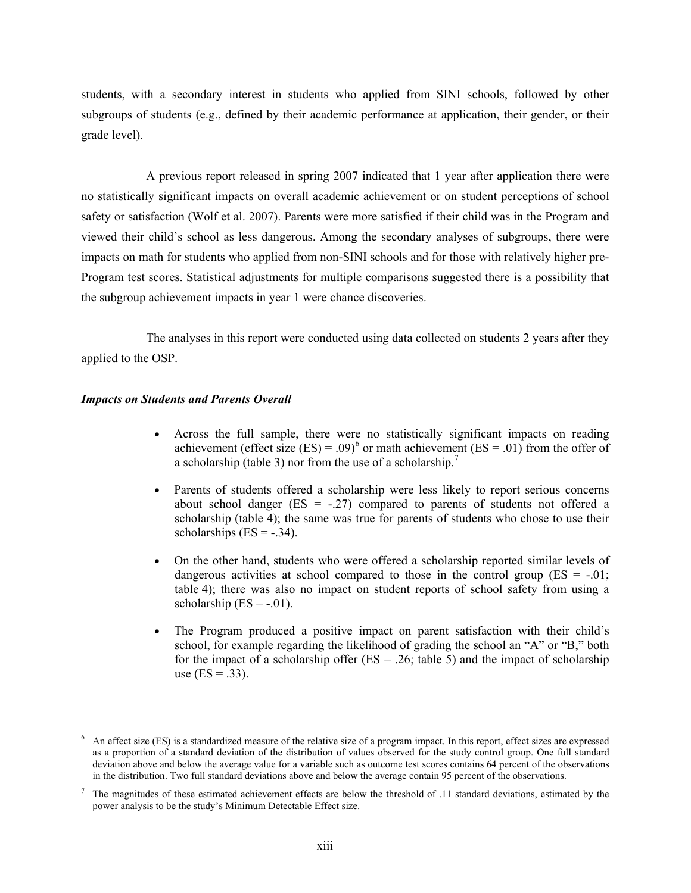students, with a secondary interest in students who applied from SINI schools, followed by other subgroups of students (e.g., defined by their academic performance at application, their gender, or their grade level).

A previous report released in spring 2007 indicated that 1 year after application there were no statistically significant impacts on overall academic achievement or on student perceptions of school safety or satisfaction (Wolf et al. 2007). Parents were more satisfied if their child was in the Program and viewed their child's school as less dangerous. Among the secondary analyses of subgroups, there were impacts on math for students who applied from non-SINI schools and for those with relatively higher pre-Program test scores. Statistical adjustments for multiple comparisons suggested there is a possibility that the subgroup achievement impacts in year 1 were chance discoveries.

The analyses in this report were conducted using data collected on students 2 years after they applied to the OSP.

### *Impacts on Students and Parents Overall*

- Across the full sample, there were no statistically significant impacts on reading achievement (effect size (ES) = .09)[6] or math achievement (ES = .01) from the offer of a scholarship (table 3) nor from the use of a scholarship.[7]

- Parents of students offered a scholarship were less likely to report serious concerns about school danger (ES = -.27) compared to parents of students not offered a scholarship (table 4); the same was true for parents of students who chose to use their scholarships (ES = -.34).

- On the other hand, students who were offered a scholarship reported similar levels of dangerous activities at school compared to those in the control group (ES = -.01; table 4); there was also no impact on student reports of school safety from using a scholarship (ES = -.01).

- The Program produced a positive impact on parent satisfaction with their child's school, for example regarding the likelihood of grading the school an "A" or "B," both for the impact of a scholarship offer (ES = .26; table 5) and the impact of scholarship use (ES = .33).

---

[6] An effect size (ES) is a standardized measure of the relative size of a program impact. In this report, effect sizes are expressed as a proportion of a standard deviation of the distribution of values observed for the study control group. One full standard deviation above and below the average value for a variable such as outcome test scores contains 64 percent of the observations in the distribution. Two full standard deviations above and below the average contain 95 percent of the observations.

[7] The magnitudes of these estimated achievement effects are below the threshold of .11 standard deviations, estimated by the power analysis to be the study's Minimum Detectable Effect size.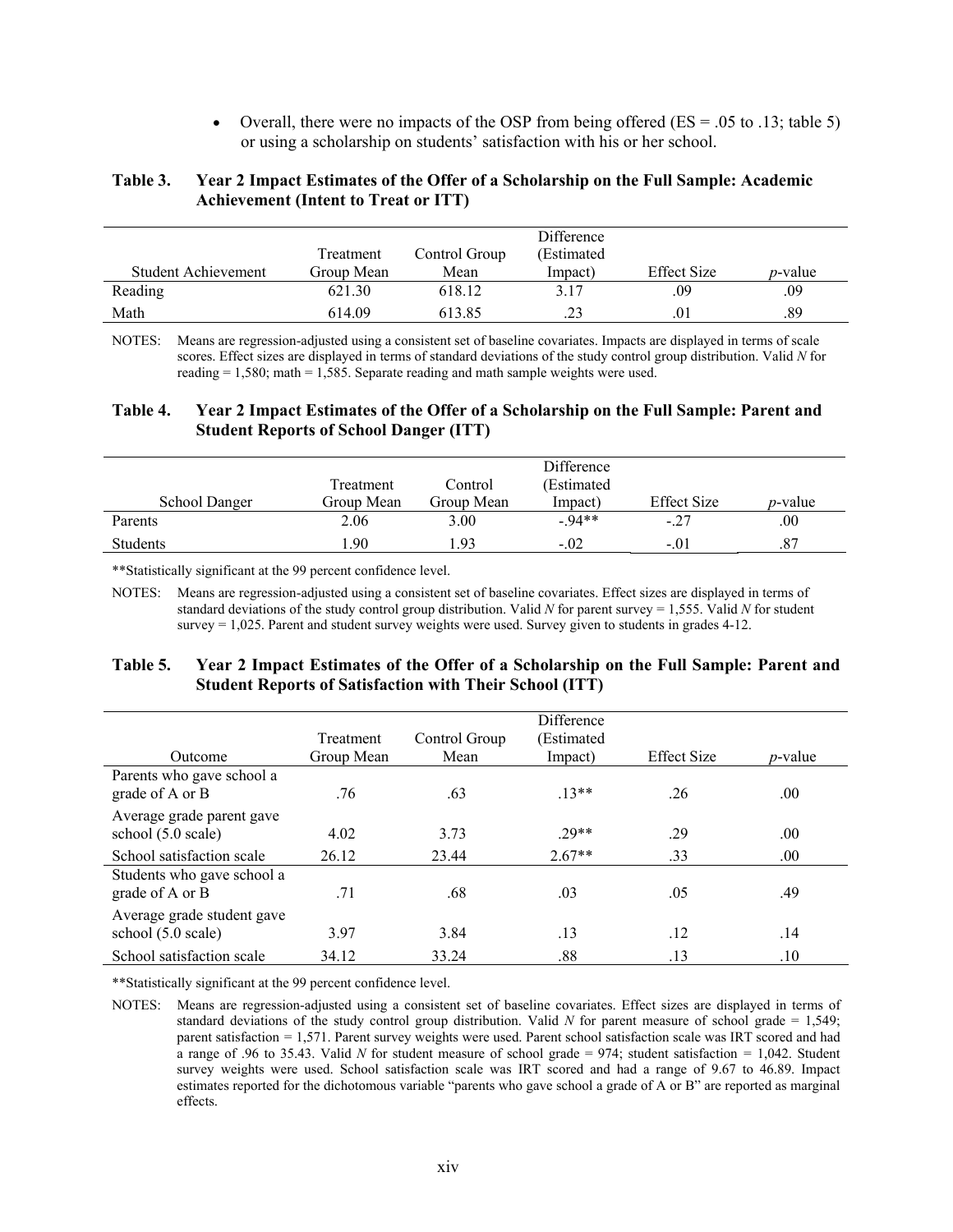- Overall, there were no impacts of the OSP from being offered (ES = .05 to .13; table 5) or using a scholarship on students' satisfaction with his or her school.

**Table 3. Year 2 Impact Estimates of the Offer of a Scholarship on the Full Sample: Academic Achievement (Intent to Treat or ITT)**

| Student Achievement | Treatment Group Mean | Control Group Mean | Difference (Estimated Impact) | Effect Size | *p*-value |
|---|---|---|---|---|---|
| Reading | 621.30 | 618.12 | 3.17 | .09 | .09 |
| Math | 614.09 | 613.85 | .23 | .01 | .89 |

NOTES: Means are regression-adjusted using a consistent set of baseline covariates. Impacts are displayed in terms of scale scores. Effect sizes are displayed in terms of standard deviations of the study control group distribution. Valid *N* for reading = 1,580; math = 1,585. Separate reading and math sample weights were used.

**Table 4. Year 2 Impact Estimates of the Offer of a Scholarship on the Full Sample: Parent and Student Reports of School Danger (ITT)**

| School Danger | Treatment Group Mean | Control Group Mean | Difference (Estimated Impact) | Effect Size | *p*-value |
|---|---|---|---|---|---|
| Parents | 2.06 | 3.00 | -.94** | -.27 | .00 |
| Students | 1.90 | 1.93 | -.02 | -.01 | .87 |

**Statistically significant at the 99 percent confidence level.

NOTES: Means are regression-adjusted using a consistent set of baseline covariates. Effect sizes are displayed in terms of standard deviations of the study control group distribution. Valid *N* for parent survey = 1,555. Valid *N* for student survey = 1,025. Parent and student survey weights were used. Survey given to students in grades 4-12.

**Table 5. Year 2 Impact Estimates of the Offer of a Scholarship on the Full Sample: Parent and Student Reports of Satisfaction with Their School (ITT)**

| Outcome | Treatment Group Mean | Control Group Mean | Difference (Estimated Impact) | Effect Size | *p*-value |
|---|---|---|---|---|---|
| Parents who gave school a grade of A or B | .76 | .63 | .13** | .26 | .00 |
| Average grade parent gave school (5.0 scale) | 4.02 | 3.73 | .29** | .29 | .00 |
| School satisfaction scale | 26.12 | 23.44 | 2.67** | .33 | .00 |
| Students who gave school a grade of A or B | .71 | .68 | .03 | .05 | .49 |
| Average grade student gave school (5.0 scale) | 3.97 | 3.84 | .13 | .12 | .14 |
| School satisfaction scale | 34.12 | 33.24 | .88 | .13 | .10 |

**Statistically significant at the 99 percent confidence level.

NOTES: Means are regression-adjusted using a consistent set of baseline covariates. Effect sizes are displayed in terms of standard deviations of the study control group distribution. Valid *N* for parent measure of school grade = 1,549; parent satisfaction = 1,571. Parent survey weights were used. Parent school satisfaction scale was IRT scored and had a range of .96 to 35.43. Valid *N* for student measure of school grade = 974; student satisfaction = 1,042. Student survey weights were used. School satisfaction scale was IRT scored and had a range of 9.67 to 46.89. Impact estimates reported for the dichotomous variable "parents who gave school a grade of A or B" are reported as marginal effects.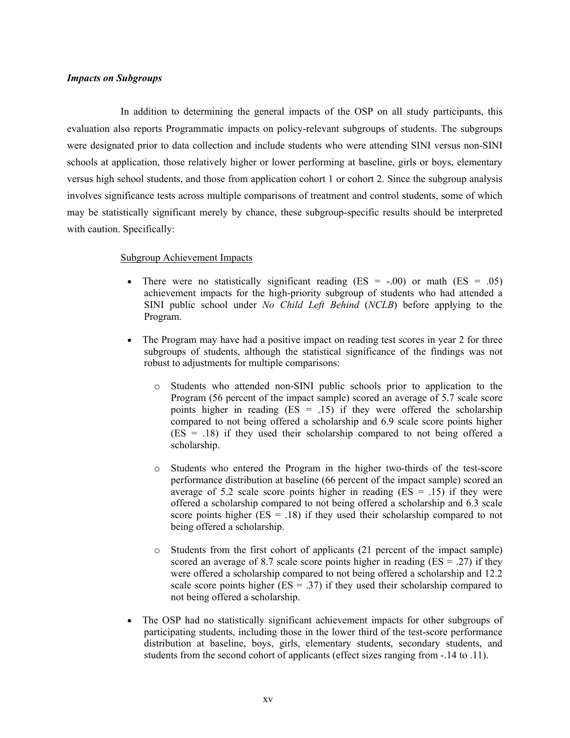*Impacts on Subgroups*

In addition to determining the general impacts of the OSP on all study participants, this evaluation also reports Programmatic impacts on policy-relevant subgroups of students. The subgroups were designated prior to data collection and include students who were attending SINI versus non-SINI schools at application, those relatively higher or lower performing at baseline, girls or boys, elementary versus high school students, and those from application cohort 1 or cohort 2. Since the subgroup analysis involves significance tests across multiple comparisons of treatment and control students, some of which may be statistically significant merely by chance, these subgroup-specific results should be interpreted with caution. Specifically:

<u>Subgroup Achievement Impacts</u>

- There were no statistically significant reading (ES = -.00) or math (ES = .05) achievement impacts for the high-priority subgroup of students who had attended a SINI public school under *No Child Left Behind* (*NCLB*) before applying to the Program.

- The Program may have had a positive impact on reading test scores in year 2 for three subgroups of students, although the statistical significance of the findings was not robust to adjustments for multiple comparisons:

  - Students who attended non-SINI public schools prior to application to the Program (56 percent of the impact sample) scored an average of 5.7 scale score points higher in reading (ES = .15) if they were offered the scholarship compared to not being offered a scholarship and 6.9 scale score points higher (ES = .18) if they used their scholarship compared to not being offered a scholarship.

  - Students who entered the Program in the higher two-thirds of the test-score performance distribution at baseline (66 percent of the impact sample) scored an average of 5.2 scale score points higher in reading (ES = .15) if they were offered a scholarship compared to not being offered a scholarship and 6.3 scale score points higher (ES = .18) if they used their scholarship compared to not being offered a scholarship.

  - Students from the first cohort of applicants (21 percent of the impact sample) scored an average of 8.7 scale score points higher in reading (ES = .27) if they were offered a scholarship compared to not being offered a scholarship and 12.2 scale score points higher (ES = .37) if they used their scholarship compared to not being offered a scholarship.

- The OSP had no statistically significant achievement impacts for other subgroups of participating students, including those in the lower third of the test-score performance distribution at baseline, boys, girls, elementary students, secondary students, and students from the second cohort of applicants (effect sizes ranging from -.14 to .11).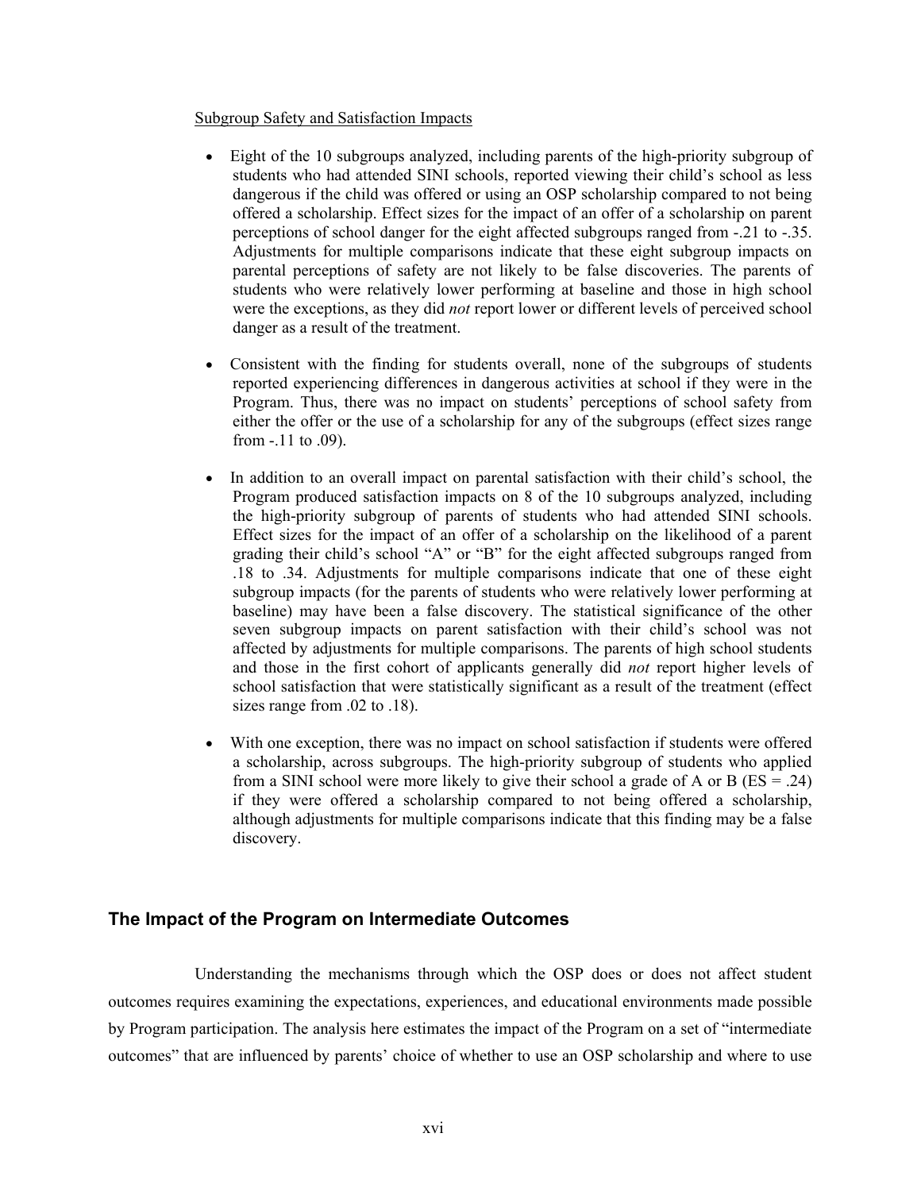Subgroup Safety and Satisfaction Impacts

- Eight of the 10 subgroups analyzed, including parents of the high-priority subgroup of students who had attended SINI schools, reported viewing their child's school as less dangerous if the child was offered or using an OSP scholarship compared to not being offered a scholarship. Effect sizes for the impact of an offer of a scholarship on parent perceptions of school danger for the eight affected subgroups ranged from -.21 to -.35. Adjustments for multiple comparisons indicate that these eight subgroup impacts on parental perceptions of safety are not likely to be false discoveries. The parents of students who were relatively lower performing at baseline and those in high school were the exceptions, as they did *not* report lower or different levels of perceived school danger as a result of the treatment.

- Consistent with the finding for students overall, none of the subgroups of students reported experiencing differences in dangerous activities at school if they were in the Program. Thus, there was no impact on students' perceptions of school safety from either the offer or the use of a scholarship for any of the subgroups (effect sizes range from -.11 to .09).

- In addition to an overall impact on parental satisfaction with their child's school, the Program produced satisfaction impacts on 8 of the 10 subgroups analyzed, including the high-priority subgroup of parents of students who had attended SINI schools. Effect sizes for the impact of an offer of a scholarship on the likelihood of a parent grading their child's school "A" or "B" for the eight affected subgroups ranged from .18 to .34. Adjustments for multiple comparisons indicate that one of these eight subgroup impacts (for the parents of students who were relatively lower performing at baseline) may have been a false discovery. The statistical significance of the other seven subgroup impacts on parent satisfaction with their child's school was not affected by adjustments for multiple comparisons. The parents of high school students and those in the first cohort of applicants generally did *not* report higher levels of school satisfaction that were statistically significant as a result of the treatment (effect sizes range from .02 to .18).

- With one exception, there was no impact on school satisfaction if students were offered a scholarship, across subgroups. The high-priority subgroup of students who applied from a SINI school were more likely to give their school a grade of A or B (ES = .24) if they were offered a scholarship compared to not being offered a scholarship, although adjustments for multiple comparisons indicate that this finding may be a false discovery.

## The Impact of the Program on Intermediate Outcomes

Understanding the mechanisms through which the OSP does or does not affect student outcomes requires examining the expectations, experiences, and educational environments made possible by Program participation. The analysis here estimates the impact of the Program on a set of "intermediate outcomes" that are influenced by parents' choice of whether to use an OSP scholarship and where to use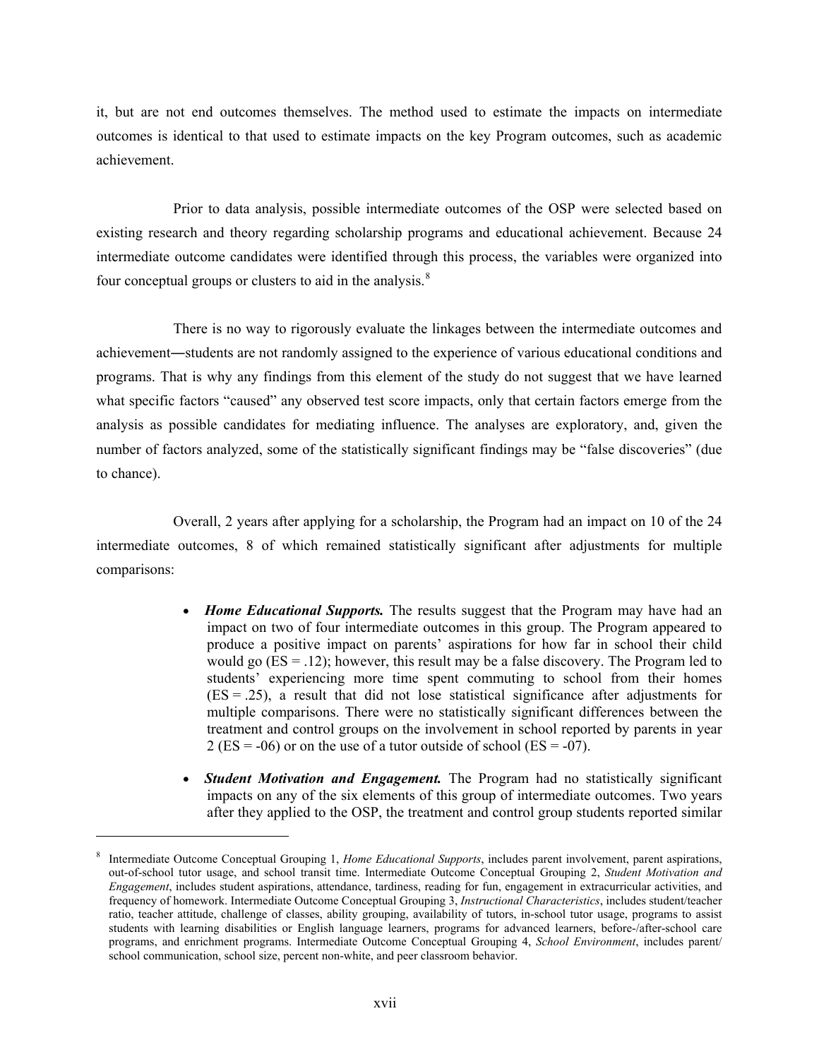it, but are not end outcomes themselves. The method used to estimate the impacts on intermediate outcomes is identical to that used to estimate impacts on the key Program outcomes, such as academic achievement.

Prior to data analysis, possible intermediate outcomes of the OSP were selected based on existing research and theory regarding scholarship programs and educational achievement. Because 24 intermediate outcome candidates were identified through this process, the variables were organized into four conceptual groups or clusters to aid in the analysis.[8]

There is no way to rigorously evaluate the linkages between the intermediate outcomes and achievement―students are not randomly assigned to the experience of various educational conditions and programs. That is why any findings from this element of the study do not suggest that we have learned what specific factors "caused" any observed test score impacts, only that certain factors emerge from the analysis as possible candidates for mediating influence. The analyses are exploratory, and, given the number of factors analyzed, some of the statistically significant findings may be "false discoveries" (due to chance).

Overall, 2 years after applying for a scholarship, the Program had an impact on 10 of the 24 intermediate outcomes, 8 of which remained statistically significant after adjustments for multiple comparisons:

- ***Home Educational Supports.*** The results suggest that the Program may have had an impact on two of four intermediate outcomes in this group. The Program appeared to produce a positive impact on parents' aspirations for how far in school their child would go (ES = .12); however, this result may be a false discovery. The Program led to students' experiencing more time spent commuting to school from their homes (ES = .25), a result that did not lose statistical significance after adjustments for multiple comparisons. There were no statistically significant differences between the treatment and control groups on the involvement in school reported by parents in year 2 (ES = -06) or on the use of a tutor outside of school (ES = -07).

- ***Student Motivation and Engagement.*** The Program had no statistically significant impacts on any of the six elements of this group of intermediate outcomes. Two years after they applied to the OSP, the treatment and control group students reported similar

[8] Intermediate Outcome Conceptual Grouping 1, *Home Educational Supports*, includes parent involvement, parent aspirations, out-of-school tutor usage, and school transit time. Intermediate Outcome Conceptual Grouping 2, *Student Motivation and Engagement*, includes student aspirations, attendance, tardiness, reading for fun, engagement in extracurricular activities, and frequency of homework. Intermediate Outcome Conceptual Grouping 3, *Instructional Characteristics*, includes student/teacher ratio, teacher attitude, challenge of classes, ability grouping, availability of tutors, in-school tutor usage, programs to assist students with learning disabilities or English language learners, programs for advanced learners, before-/after-school care programs, and enrichment programs. Intermediate Outcome Conceptual Grouping 4, *School Environment*, includes parent/school communication, school size, percent non-white, and peer classroom behavior.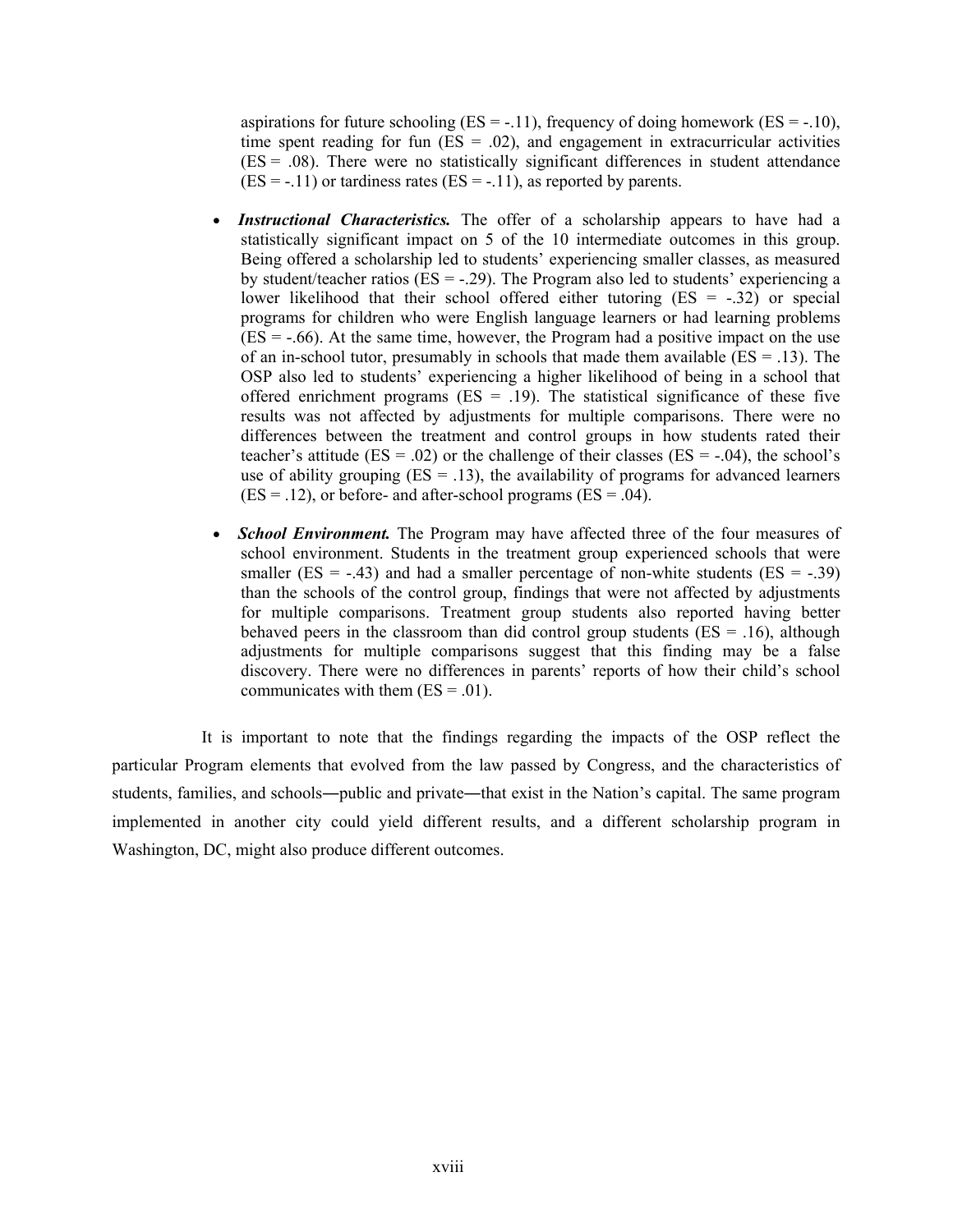aspirations for future schooling (ES = -.11), frequency of doing homework (ES = -.10), time spent reading for fun (ES = .02), and engagement in extracurricular activities (ES = .08). There were no statistically significant differences in student attendance (ES = -.11) or tardiness rates (ES = -.11), as reported by parents.

- ***Instructional Characteristics.*** The offer of a scholarship appears to have had a statistically significant impact on 5 of the 10 intermediate outcomes in this group. Being offered a scholarship led to students' experiencing smaller classes, as measured by student/teacher ratios (ES = -.29). The Program also led to students' experiencing a lower likelihood that their school offered either tutoring (ES = -.32) or special programs for children who were English language learners or had learning problems (ES = -.66). At the same time, however, the Program had a positive impact on the use of an in-school tutor, presumably in schools that made them available (ES = .13). The OSP also led to students' experiencing a higher likelihood of being in a school that offered enrichment programs (ES = .19). The statistical significance of these five results was not affected by adjustments for multiple comparisons. There were no differences between the treatment and control groups in how students rated their teacher's attitude (ES = .02) or the challenge of their classes (ES = -.04), the school's use of ability grouping (ES = .13), the availability of programs for advanced learners (ES = .12), or before- and after-school programs (ES = .04).

- ***School Environment.*** The Program may have affected three of the four measures of school environment. Students in the treatment group experienced schools that were smaller (ES = -.43) and had a smaller percentage of non-white students (ES = -.39) than the schools of the control group, findings that were not affected by adjustments for multiple comparisons. Treatment group students also reported having better behaved peers in the classroom than did control group students (ES = .16), although adjustments for multiple comparisons suggest that this finding may be a false discovery. There were no differences in parents' reports of how their child's school communicates with them (ES = .01).

It is important to note that the findings regarding the impacts of the OSP reflect the particular Program elements that evolved from the law passed by Congress, and the characteristics of students, families, and schools—public and private—that exist in the Nation's capital. The same program implemented in another city could yield different results, and a different scholarship program in Washington, DC, might also produce different outcomes.